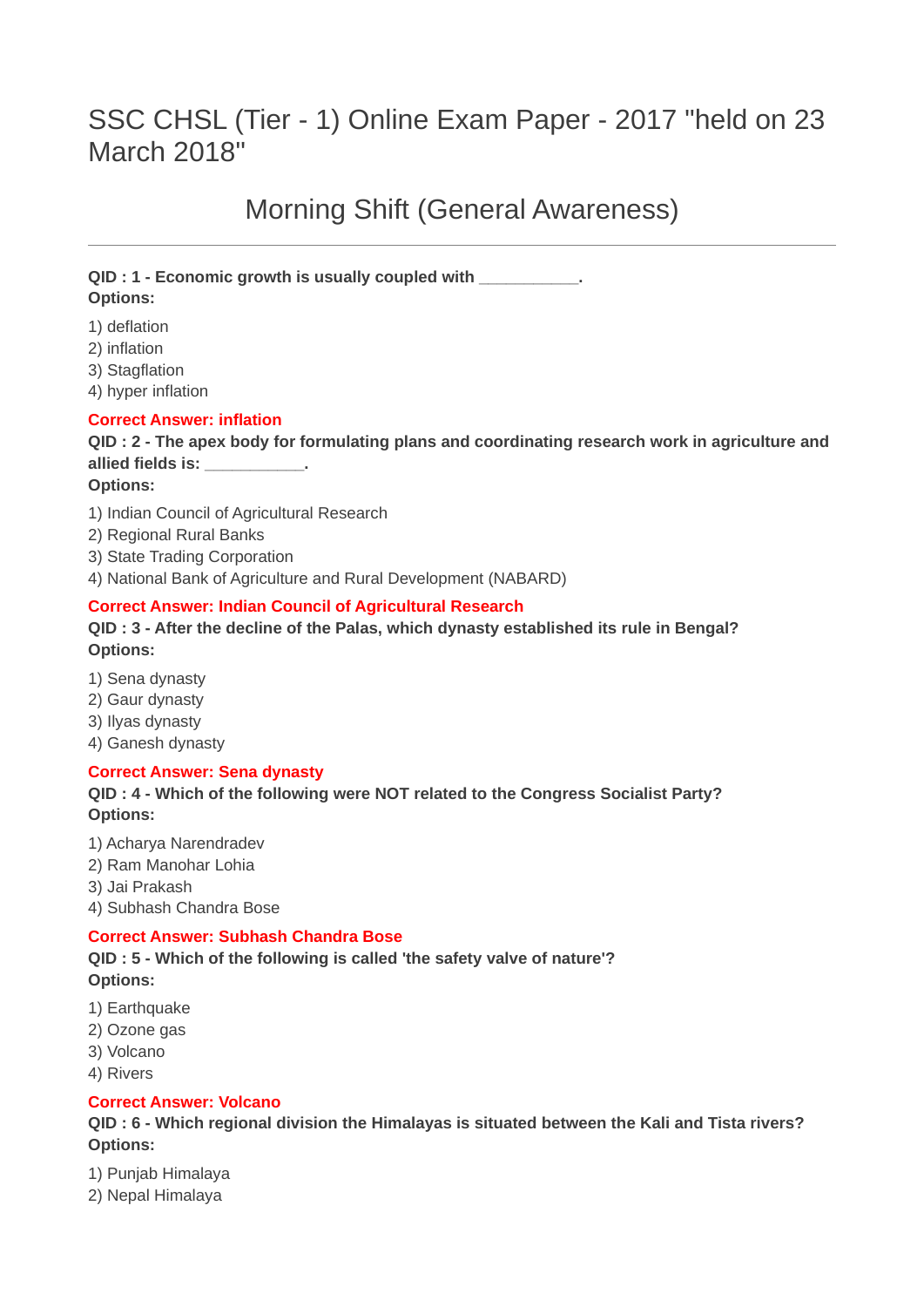# SSC CHSL (Tier - 1) Online Exam Paper - 2017 "held on 23 March 2018"

## Morning Shift (General Awareness)

---

**QID : 1 - Economic growth is usually coupled with ___________.**
**Options:**

1) deflation
2) inflation
3) Stagflation
4) hyper inflation

**Correct Answer: inflation**

**QID : 2 - The apex body for formulating plans and coordinating research work in agriculture and allied fields is: ___________.**
**Options:**

1) Indian Council of Agricultural Research
2) Regional Rural Banks
3) State Trading Corporation
4) National Bank of Agriculture and Rural Development (NABARD)

**Correct Answer: Indian Council of Agricultural Research**

**QID : 3 - After the decline of the Palas, which dynasty established its rule in Bengal?**
**Options:**

1) Sena dynasty
2) Gaur dynasty
3) Ilyas dynasty
4) Ganesh dynasty

**Correct Answer: Sena dynasty**

**QID : 4 - Which of the following were NOT related to the Congress Socialist Party?**
**Options:**

1) Acharya Narendradev
2) Ram Manohar Lohia
3) Jai Prakash
4) Subhash Chandra Bose

**Correct Answer: Subhash Chandra Bose**

**QID : 5 - Which of the following is called 'the safety valve of nature'?**
**Options:**

1) Earthquake
2) Ozone gas
3) Volcano
4) Rivers

**Correct Answer: Volcano**

**QID : 6 - Which regional division the Himalayas is situated between the Kali and Tista rivers?**
**Options:**

1) Punjab Himalaya
2) Nepal Himalaya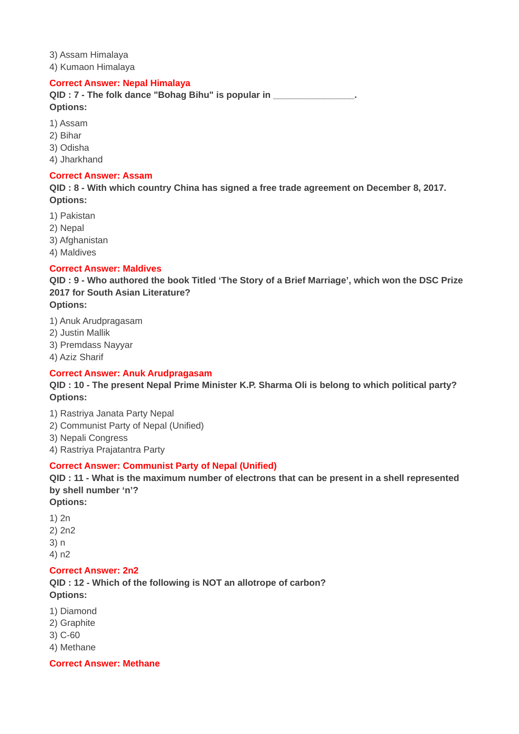3) Assam Himalaya
4) Kumaon Himalaya

**Correct Answer: Nepal Himalaya**

**QID : 7 - The folk dance "Bohag Bihu" is popular in _______________.**

**Options:**

1) Assam
2) Bihar
3) Odisha
4) Jharkhand

**Correct Answer: Assam**

**QID : 8 - With which country China has signed a free trade agreement on December 8, 2017.**

**Options:**

1) Pakistan
2) Nepal
3) Afghanistan
4) Maldives

**Correct Answer: Maldives**

**QID : 9 - Who authored the book Titled 'The Story of a Brief Marriage', which won the DSC Prize 2017 for South Asian Literature?**

**Options:**

1) Anuk Arudpragasam
2) Justin Mallik
3) Premdass Nayyar
4) Aziz Sharif

**Correct Answer: Anuk Arudpragasam**

**QID : 10 - The present Nepal Prime Minister K.P. Sharma Oli is belong to which political party?**

**Options:**

1) Rastriya Janata Party Nepal
2) Communist Party of Nepal (Unified)
3) Nepali Congress
4) Rastriya Prajatantra Party

**Correct Answer: Communist Party of Nepal (Unified)**

**QID : 11 - What is the maximum number of electrons that can be present in a shell represented by shell number 'n'?**

**Options:**

1) 2n
2) 2n2
3) n
4) n2

**Correct Answer: 2n2**

**QID : 12 - Which of the following is NOT an allotrope of carbon?**

**Options:**

1) Diamond
2) Graphite
3) C-60
4) Methane

**Correct Answer: Methane**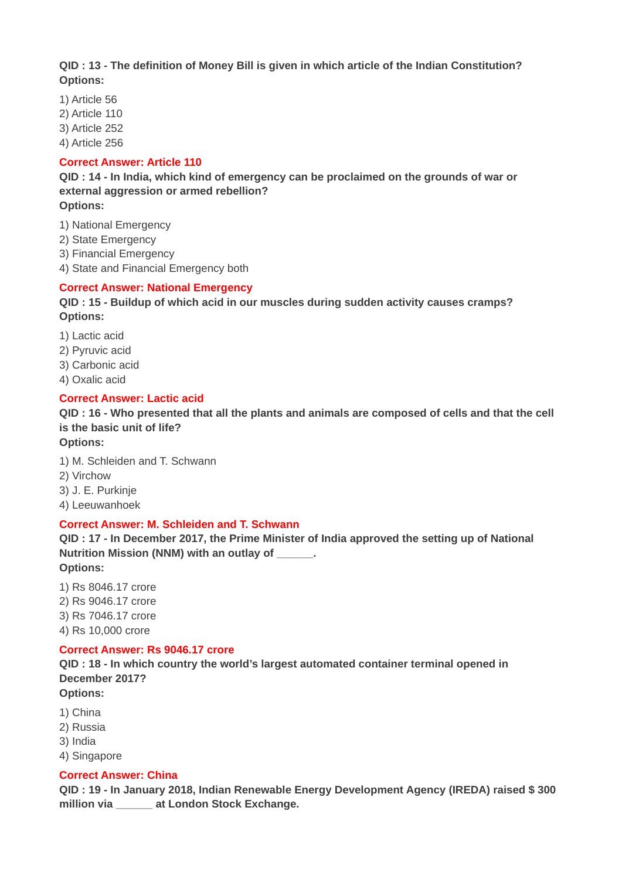**QID : 13 - The definition of Money Bill is given in which article of the Indian Constitution?**
**Options:**

1) Article 56
2) Article 110
3) Article 252
4) Article 256

**Correct Answer: Article 110**

**QID : 14 - In India, which kind of emergency can be proclaimed on the grounds of war or external aggression or armed rebellion?**
**Options:**

1) National Emergency
2) State Emergency
3) Financial Emergency
4) State and Financial Emergency both

**Correct Answer: National Emergency**

**QID : 15 - Buildup of which acid in our muscles during sudden activity causes cramps?**
**Options:**

1) Lactic acid
2) Pyruvic acid
3) Carbonic acid
4) Oxalic acid

**Correct Answer: Lactic acid**

**QID : 16 - Who presented that all the plants and animals are composed of cells and that the cell is the basic unit of life?**
**Options:**

1) M. Schleiden and T. Schwann
2) Virchow
3) J. E. Purkinje
4) Leeuwanhoek

**Correct Answer: M. Schleiden and T. Schwann**

**QID : 17 - In December 2017, the Prime Minister of India approved the setting up of National Nutrition Mission (NNM) with an outlay of ______.**
**Options:**

1) Rs 8046.17 crore
2) Rs 9046.17 crore
3) Rs 7046.17 crore
4) Rs 10,000 crore

**Correct Answer: Rs 9046.17 crore**

**QID : 18 - In which country the world's largest automated container terminal opened in December 2017?**
**Options:**

1) China
2) Russia
3) India
4) Singapore

**Correct Answer: China**

**QID : 19 - In January 2018, Indian Renewable Energy Development Agency (IREDA) raised $ 300 million via ______ at London Stock Exchange.**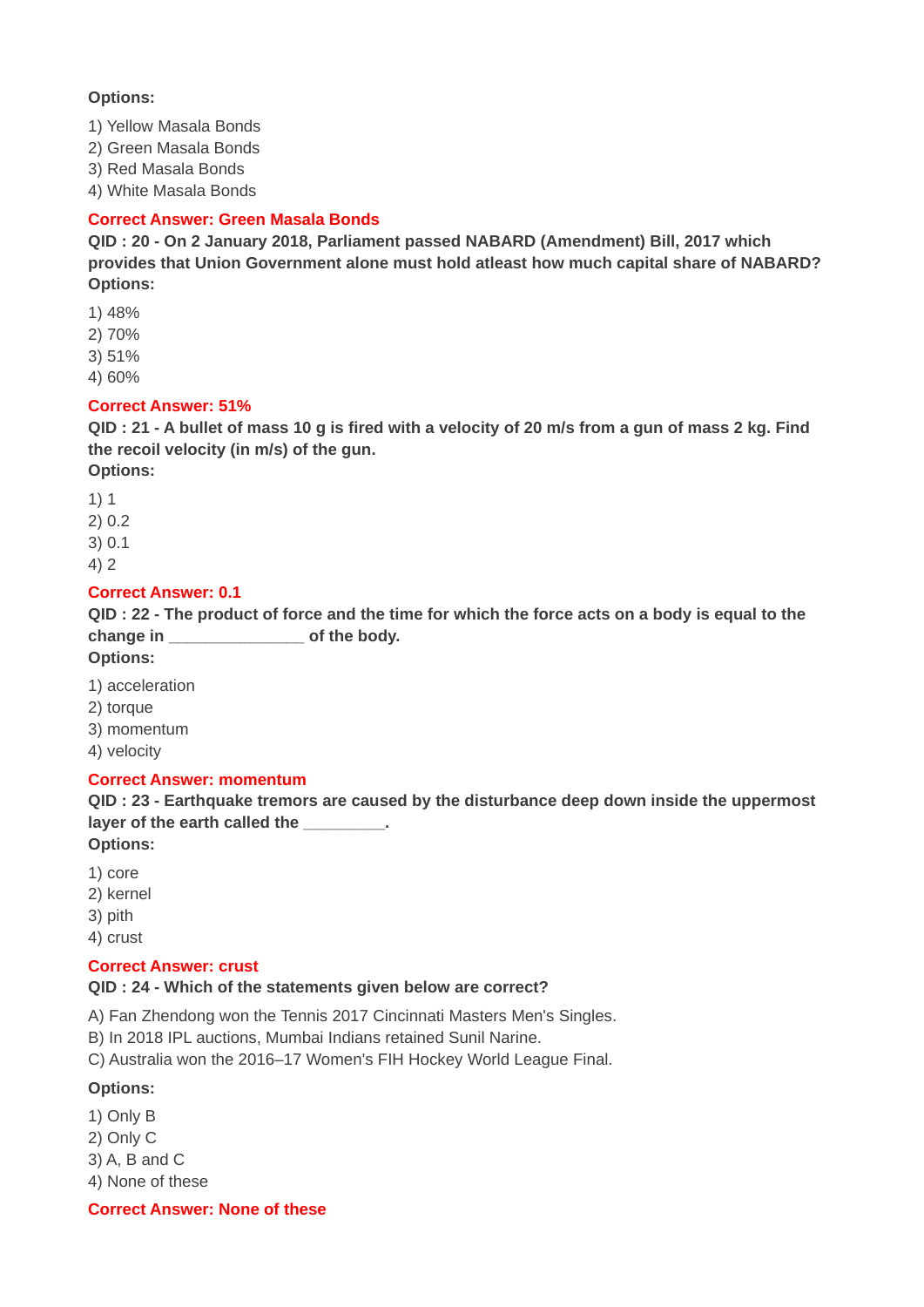**Options:**

1) Yellow Masala Bonds
2) Green Masala Bonds
3) Red Masala Bonds
4) White Masala Bonds

**Correct Answer: Green Masala Bonds**

**QID : 20 - On 2 January 2018, Parliament passed NABARD (Amendment) Bill, 2017 which provides that Union Government alone must hold atleast how much capital share of NABARD?**

**Options:**

1) 48%
2) 70%
3) 51%
4) 60%

**Correct Answer: 51%**

**QID : 21 - A bullet of mass 10 g is fired with a velocity of 20 m/s from a gun of mass 2 kg. Find the recoil velocity (in m/s) of the gun.**

**Options:**

1) 1
2) 0.2
3) 0.1
4) 2

**Correct Answer: 0.1**

**QID : 22 - The product of force and the time for which the force acts on a body is equal to the change in _______________ of the body.**

**Options:**

1) acceleration
2) torque
3) momentum
4) velocity

**Correct Answer: momentum**

**QID : 23 - Earthquake tremors are caused by the disturbance deep down inside the uppermost layer of the earth called the _________.**

**Options:**

1) core
2) kernel
3) pith
4) crust

**Correct Answer: crust**

**QID : 24 - Which of the statements given below are correct?**

A) Fan Zhendong won the Tennis 2017 Cincinnati Masters Men's Singles.
B) In 2018 IPL auctions, Mumbai Indians retained Sunil Narine.
C) Australia won the 2016–17 Women's FIH Hockey World League Final.

**Options:**

1) Only B
2) Only C
3) A, B and C
4) None of these

**Correct Answer: None of these**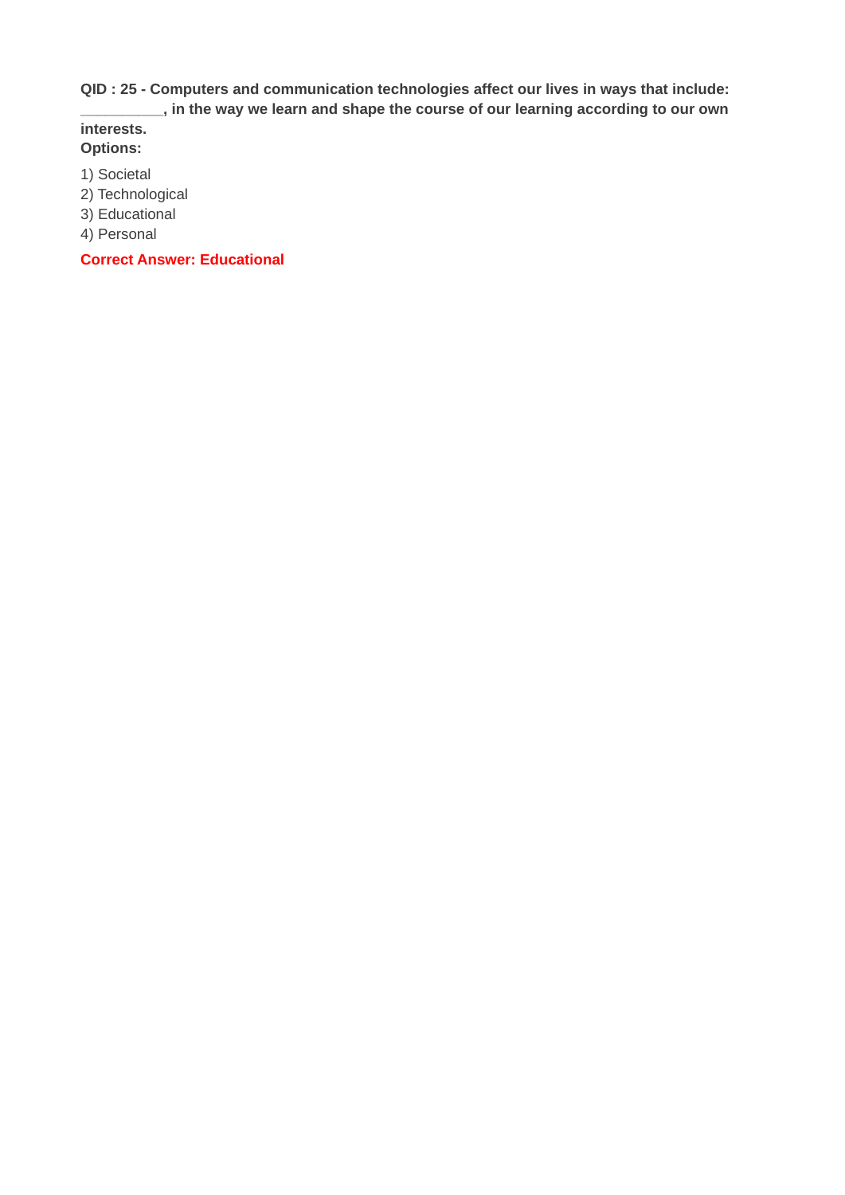**QID : 25 - Computers and communication technologies affect our lives in ways that include: __________, in the way we learn and shape the course of our learning according to our own interests.**
**Options:**

1) Societal
2) Technological
3) Educational
4) Personal

**Correct Answer: Educational**